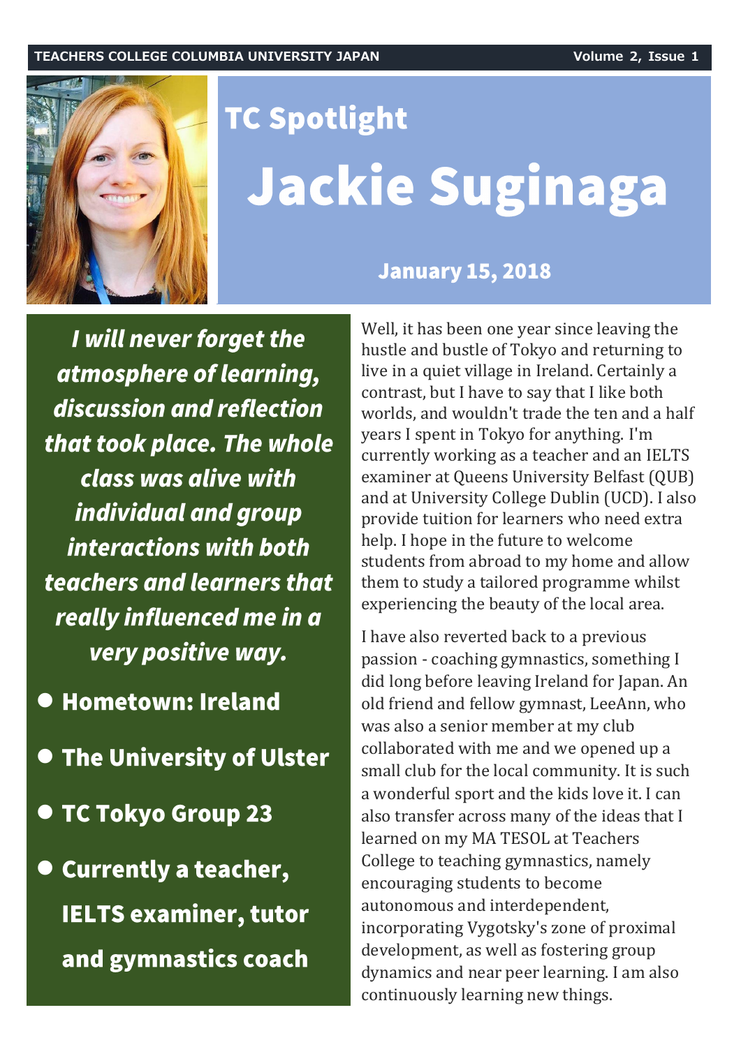TEACHERS COLLEGE COLUMBIA UNIVERSITY JAPAN

# TC Spotlight

# Jackie Suginaga

**January 15, 2018**

***I will never forget the atmosphere of learning, discussion and reflection that took place. The whole class was alive with individual and group interactions with both teachers and learners that really influenced me in a very positive way.***

- **Hometown: Ireland**
- **The University of Ulster**
- **TC Tokyo Group 23**
- **Currently a teacher, IELTS examiner, tutor and gymnastics coach**

Well, it has been one year since leaving the hustle and bustle of Tokyo and returning to live in a quiet village in Ireland. Certainly a contrast, but I have to say that I like both worlds, and wouldn't trade the ten and a half years I spent in Tokyo for anything. I'm currently working as a teacher and an IELTS examiner at Queens University Belfast (QUB) and at University College Dublin (UCD). I also provide tuition for learners who need extra help. I hope in the future to welcome students from abroad to my home and allow them to study a tailored programme whilst experiencing the beauty of the local area.

I have also reverted back to a previous passion - coaching gymnastics, something I did long before leaving Ireland for Japan. An old friend and fellow gymnast, LeeAnn, who was also a senior member at my club collaborated with me and we opened up a small club for the local community. It is such a wonderful sport and the kids love it. I can also transfer across many of the ideas that I learned on my MA TESOL at Teachers College to teaching gymnastics, namely encouraging students to become autonomous and interdependent, incorporating Vygotsky's zone of proximal development, as well as fostering group dynamics and near peer learning. I am also continuously learning new things.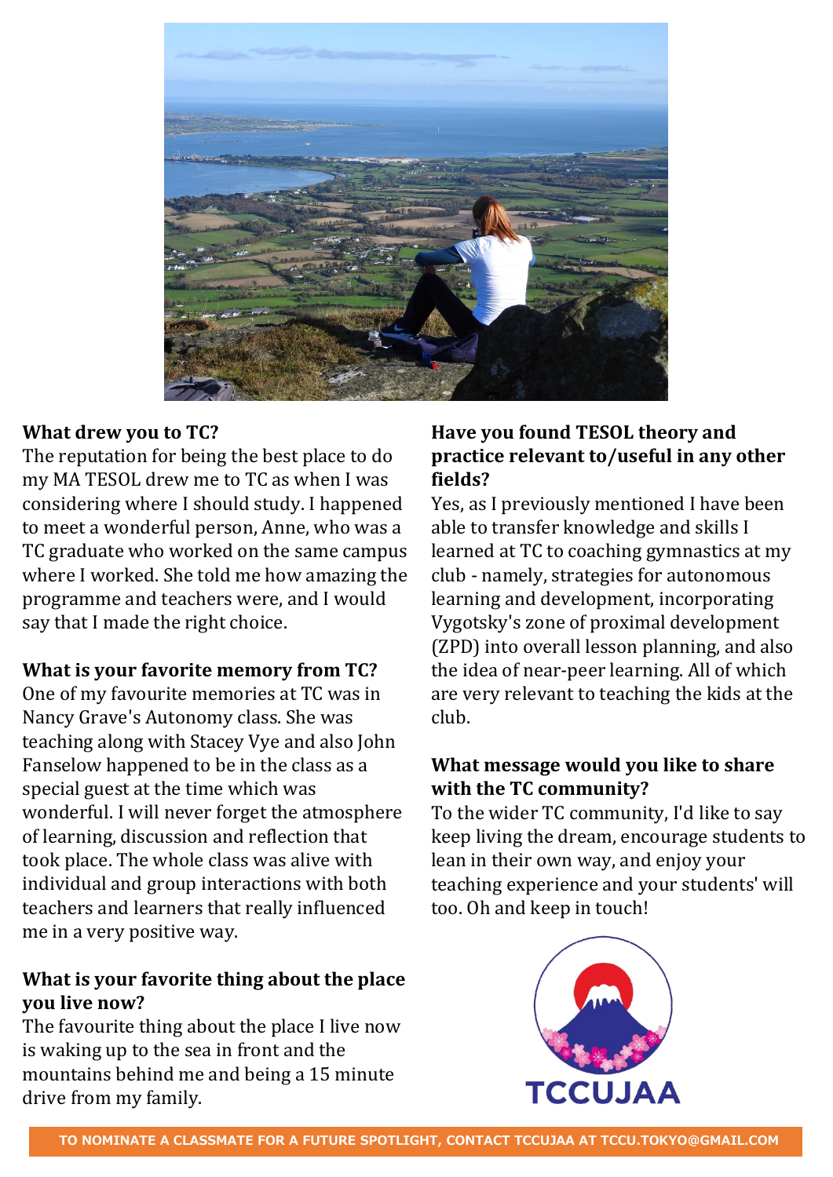### What drew you to TC?

The reputation for being the best place to do my MA TESOL drew me to TC as when I was considering where I should study. I happened to meet a wonderful person, Anne, who was a TC graduate who worked on the same campus where I worked. She told me how amazing the programme and teachers were, and I would say that I made the right choice.

### What is your favorite memory from TC?

One of my favourite memories at TC was in Nancy Grave's Autonomy class. She was teaching along with Stacey Vye and also John Fanselow happened to be in the class as a special guest at the time which was wonderful. I will never forget the atmosphere of learning, discussion and reflection that took place. The whole class was alive with individual and group interactions with both teachers and learners that really influenced me in a very positive way.

### What is your favorite thing about the place you live now?

The favourite thing about the place I live now is waking up to the sea in front and the mountains behind me and being a 15 minute drive from my family.

### Have you found TESOL theory and practice relevant to/useful in any other fields?

Yes, as I previously mentioned I have been able to transfer knowledge and skills I learned at TC to coaching gymnastics at my club - namely, strategies for autonomous learning and development, incorporating Vygotsky's zone of proximal development (ZPD) into overall lesson planning, and also the idea of near-peer learning. All of which are very relevant to teaching the kids at the club.

### What message would you like to share with the TC community?

To the wider TC community, I'd like to say keep living the dream, encourage students to lean in their own way, and enjoy your teaching experience and your students' will too. Oh and keep in touch!

TCCUJAA

TO NOMINATE A CLASSMATE FOR A FUTURE SPOTLIGHT, CONTACT TCCUJAA AT TCCU.TOKYO@GMAIL.COM